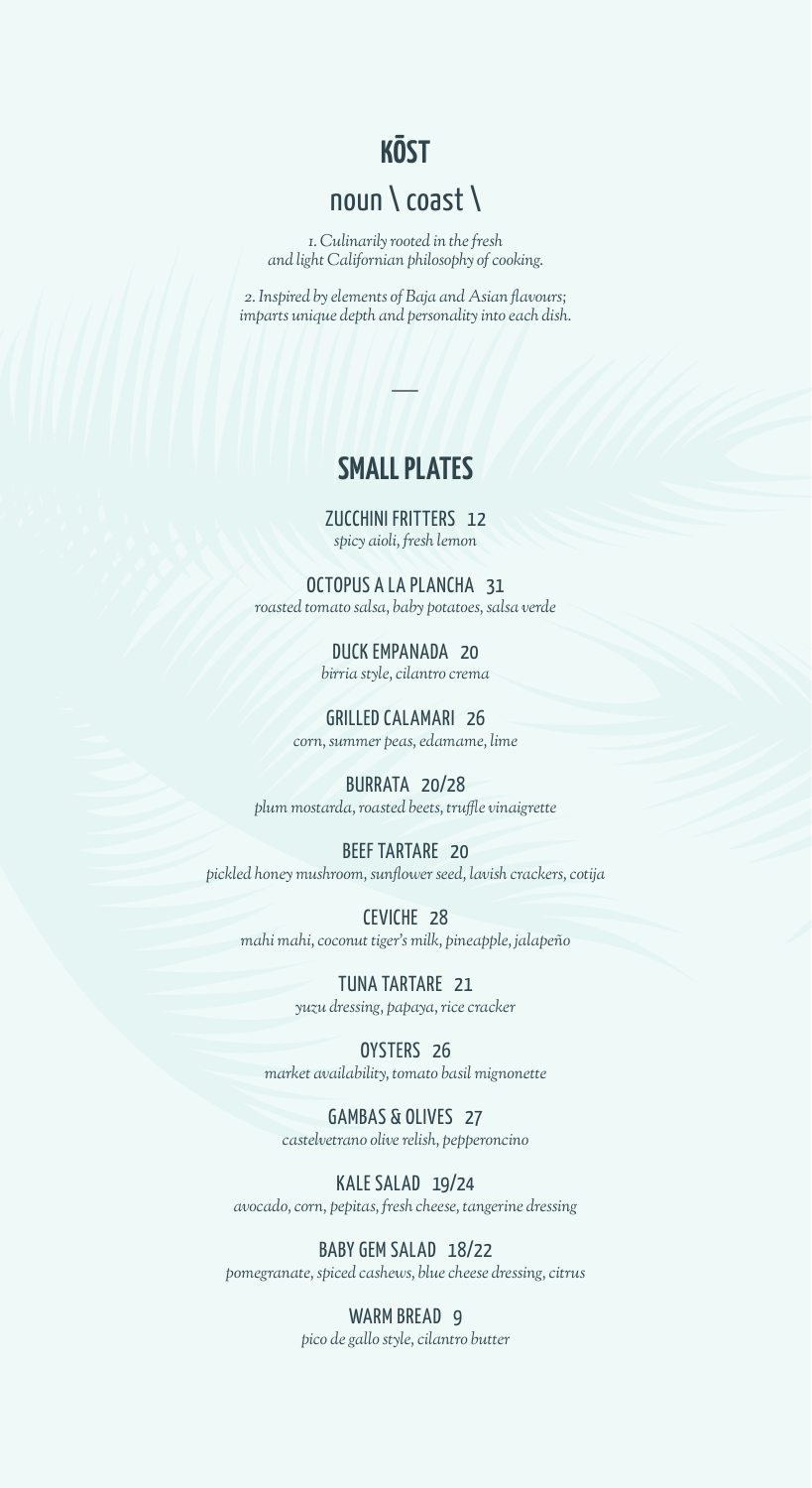# KŌST

## noun \ coast \

*1. Culinarily rooted in the fresh and light Californian philosophy of cooking.*

*2. Inspired by elements of Baja and Asian flavours; imparts unique depth and personality into each dish.*

—

## SMALL PLATES

ZUCCHINI FRITTERS 12
*spicy aioli, fresh lemon*

OCTOPUS A LA PLANCHA 31
*roasted tomato salsa, baby potatoes, salsa verde*

DUCK EMPANADA 20
*birria style, cilantro crema*

GRILLED CALAMARI 26
*corn, summer peas, edamame, lime*

BURRATA 20/28
*plum mostarda, roasted beets, truffle vinaigrette*

BEEF TARTARE 20
*pickled honey mushroom, sunflower seed, lavish crackers, cotija*

CEVICHE 28
*mahi mahi, coconut tiger's milk, pineapple, jalapeño*

TUNA TARTARE 21
*yuzu dressing, papaya, rice cracker*

OYSTERS 26
*market availability, tomato basil mignonette*

GAMBAS & OLIVES 27
*castelvetrano olive relish, pepperoncino*

KALE SALAD 19/24
*avocado, corn, pepitas, fresh cheese, tangerine dressing*

BABY GEM SALAD 18/22
*pomegranate, spiced cashews, blue cheese dressing, citrus*

WARM BREAD 9
*pico de gallo style, cilantro butter*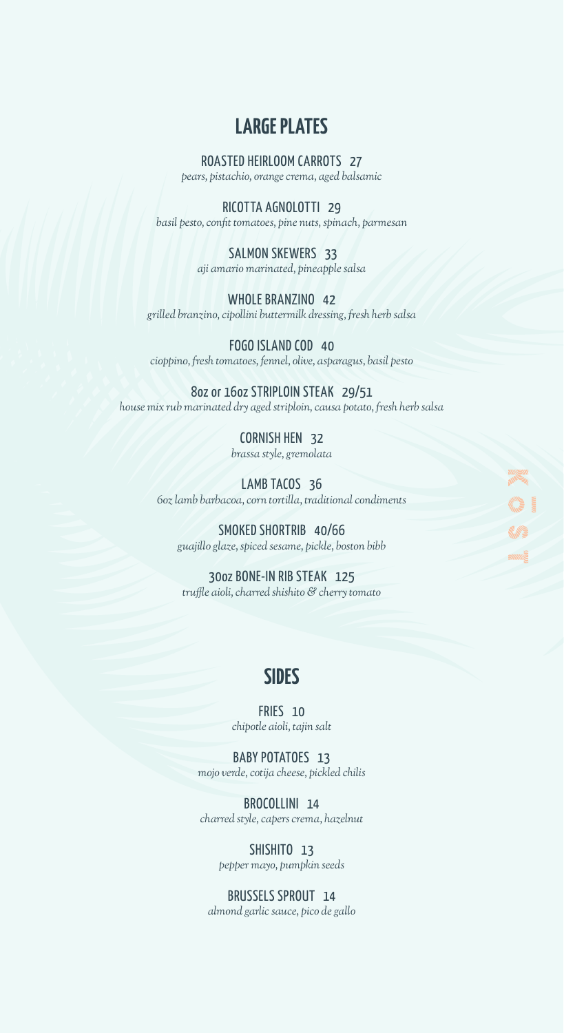## LARGE PLATES

ROASTED HEIRLOOM CARROTS 27
*pears, pistachio, orange crema, aged balsamic*

RICOTTA AGNOLOTTI 29
*basil pesto, confit tomatoes, pine nuts, spinach, parmesan*

SALMON SKEWERS 33
*aji amario marinated, pineapple salsa*

WHOLE BRANZINO 42
*grilled branzino, cipollini buttermilk dressing, fresh herb salsa*

FOGO ISLAND COD 40
*cioppino, fresh tomatoes, fennel, olive, asparagus, basil pesto*

8oz or 16oz STRIPLOIN STEAK 29/51
*house mix rub marinated dry aged striploin, causa potato, fresh herb salsa*

CORNISH HEN 32
*brassa style, gremolata*

LAMB TACOS 36
*6oz lamb barbacoa, corn tortilla, traditional condiments*

SMOKED SHORTRIB 40/66
*guajillo glaze, spiced sesame, pickle, boston bibb*

30oz BONE-IN RIB STEAK 125
*truffle aioli, charred shishito & cherry tomato*

## SIDES

FRIES 10
*chipotle aioli, tajin salt*

BABY POTATOES 13
*mojo verde, cotija cheese, pickled chilis*

BROCOLLINI 14
*charred style, capers crema, hazelnut*

SHISHITO 13
*pepper mayo, pumpkin seeds*

BRUSSELS SPROUT 14
*almond garlic sauce, pico de gallo*